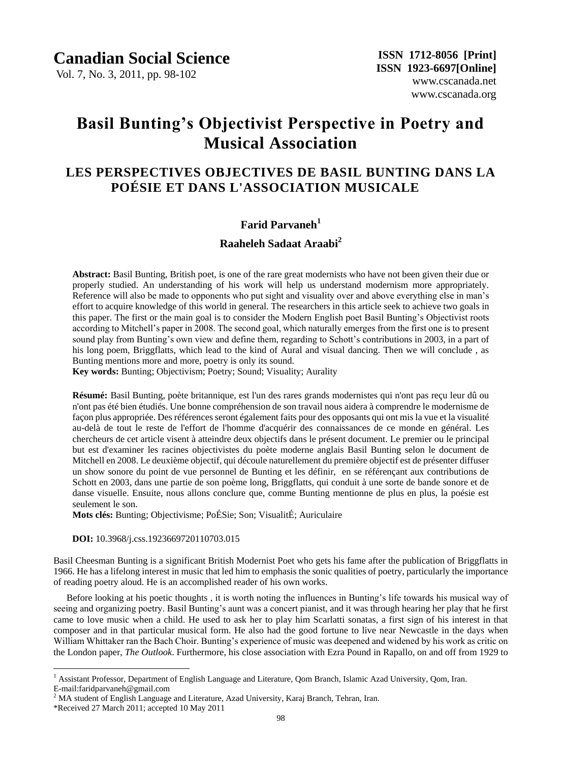**Canadian Social Science**
Vol. 7, No. 3, 2011, pp. 98-102

**ISSN 1712-8056 [Print]**
**ISSN 1923-6697[Online]**
www.cscanada.net
www.cscanada.org

# Basil Bunting's Objectivist Perspective in Poetry and Musical Association

## LES PERSPECTIVES OBJECTIVES DE BASIL BUNTING DANS LA POÉSIE ET DANS L'ASSOCIATION MUSICALE

**Farid Parvaneh**[1]

**Raaheleh Sadaat Araabi**[2]

**Abstract:** Basil Bunting, British poet, is one of the rare great modernists who have not been given their due or properly studied. An understanding of his work will help us understand modernism more appropriately. Reference will also be made to opponents who put sight and visuality over and above everything else in man's effort to acquire knowledge of this world in general. The researchers in this article seek to achieve two goals in this paper. The first or the main goal is to consider the Modern English poet Basil Bunting's Objectivist roots according to Mitchell's paper in 2008. The second goal, which naturally emerges from the first one is to present sound play from Bunting's own view and define them, regarding to Schott's contributions in 2003, in a part of his long poem, Briggflatts, which lead to the kind of Aural and visual dancing. Then we will conclude , as Bunting mentions more and more, poetry is only its sound.

**Key words:** Bunting; Objectivism; Poetry; Sound; Visuality; Aurality

**Résumé:** Basil Bunting, poète britannique, est l'un des rares grands modernistes qui n'ont pas reçu leur dû ou n'ont pas été bien étudiés. Une bonne compréhension de son travail nous aidera à comprendre le modernisme de façon plus appropriée. Des références seront également faits pour des opposants qui ont mis la vue et la visualité au-delà de tout le reste de l'effort de l'homme d'acquérir des connaissances de ce monde en général. Les chercheurs de cet article visent à atteindre deux objectifs dans le présent document. Le premier ou le principal but est d'examiner les racines objectivistes du poète moderne anglais Basil Bunting selon le document de Mitchell en 2008. Le deuxième objectif, qui découle naturellement du première objectif est de présenter diffuser un show sonore du point de vue personnel de Bunting et les définir, en se référençant aux contributions de Schott en 2003, dans une partie de son poème long, Briggflatts, qui conduit à une sorte de bande sonore et de danse visuelle. Ensuite, nous allons conclure que, comme Bunting mentionne de plus en plus, la poésie est seulement le son.

**Mots clés:** Bunting; Objectivisme; PoÉSie; Son; VisualitÉ; Auriculaire

**DOI:** 10.3968/j.css.1923669720110703.015

Basil Cheesman Bunting is a significant British Modernist Poet who gets his fame after the publication of Briggflatts in 1966. He has a lifelong interest in music that led him to emphasis the sonic qualities of poetry, particularly the importance of reading poetry aloud. He is an accomplished reader of his own works.

Before looking at his poetic thoughts , it is worth noting the influences in Bunting's life towards his musical way of seeing and organizing poetry. Basil Bunting's aunt was a concert pianist, and it was through hearing her play that he first came to love music when a child. He used to ask her to play him Scarlatti sonatas, a first sign of his interest in that composer and in that particular musical form. He also had the good fortune to live near Newcastle in the days when William Whittaker ran the Bach Choir. Bunting's experience of music was deepened and widened by his work as critic on the London paper, *The Outlook*. Furthermore, his close association with Ezra Pound in Rapallo, on and off from 1929 to

---

[1] Assistant Professor, Department of English Language and Literature, Qom Branch, Islamic Azad University, Qom, Iran. E-mail:faridparvaneh@gmail.com

[2] MA student of English Language and Literature, Azad University, Karaj Branch, Tehran, Iran.

*Received 27 March 2011; accepted 10 May 2011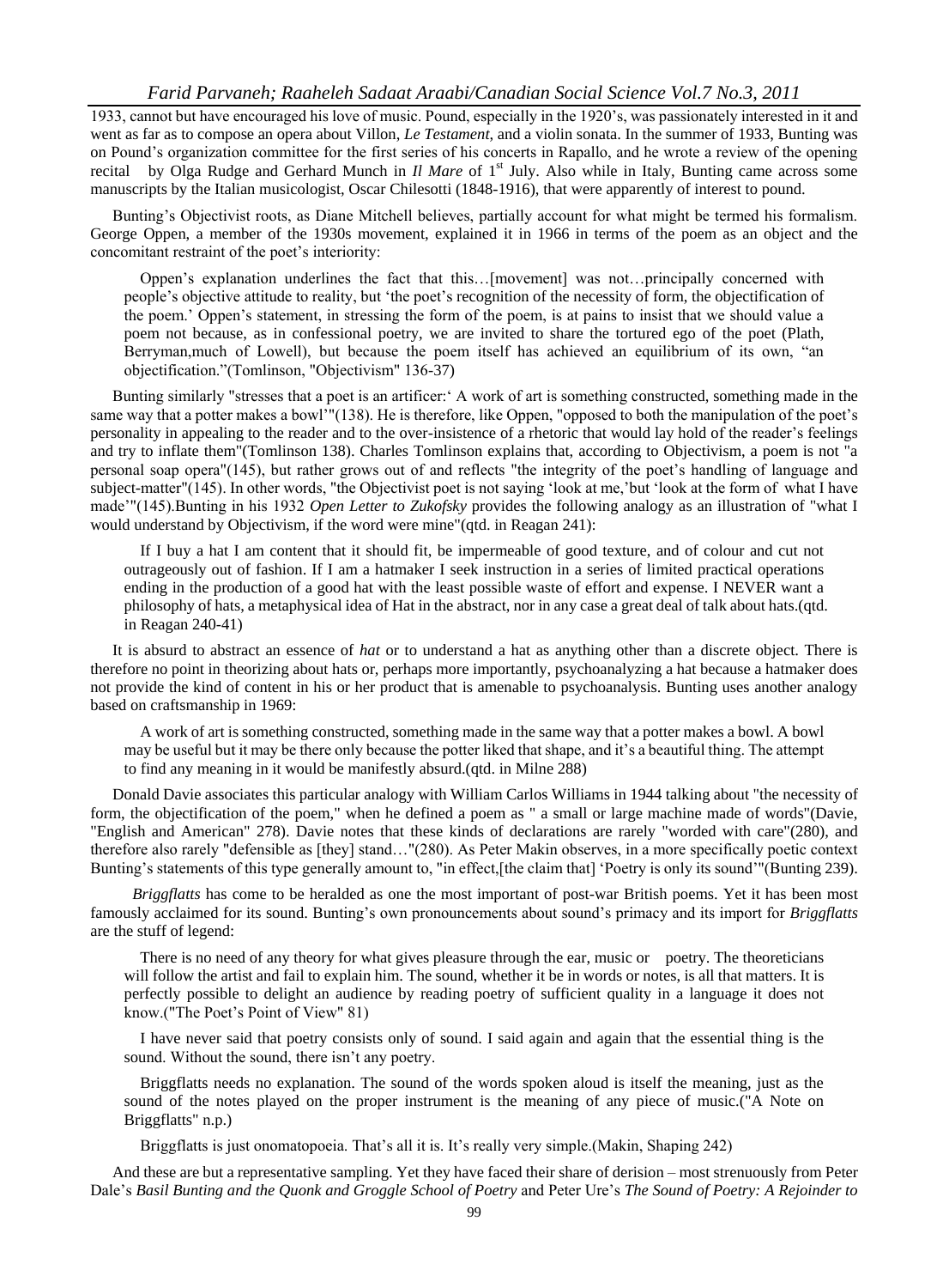1933, cannot but have encouraged his love of music. Pound, especially in the 1920's, was passionately interested in it and went as far as to compose an opera about Villon, *Le Testament*, and a violin sonata. In the summer of 1933, Bunting was on Pound's organization committee for the first series of his concerts in Rapallo, and he wrote a review of the opening recital by Olga Rudge and Gerhard Munch in *Il Mare* of 1st July. Also while in Italy, Bunting came across some manuscripts by the Italian musicologist, Oscar Chilesotti (1848-1916), that were apparently of interest to pound.

Bunting's Objectivist roots, as Diane Mitchell believes, partially account for what might be termed his formalism. George Oppen, a member of the 1930s movement, explained it in 1966 in terms of the poem as an object and the concomitant restraint of the poet's interiority:

> Oppen's explanation underlines the fact that this…[movement] was not…principally concerned with people's objective attitude to reality, but 'the poet's recognition of the necessity of form, the objectification of the poem.' Oppen's statement, in stressing the form of the poem, is at pains to insist that we should value a poem not because, as in confessional poetry, we are invited to share the tortured ego of the poet (Plath, Berryman,much of Lowell), but because the poem itself has achieved an equilibrium of its own, "an objectification."(Tomlinson, "Objectivism" 136-37)

Bunting similarly "stresses that a poet is an artificer:' A work of art is something constructed, something made in the same way that a potter makes a bowl'"(138). He is therefore, like Oppen, "opposed to both the manipulation of the poet's personality in appealing to the reader and to the over-insistence of a rhetoric that would lay hold of the reader's feelings and try to inflate them"(Tomlinson 138). Charles Tomlinson explains that, according to Objectivism, a poem is not "a personal soap opera"(145), but rather grows out of and reflects "the integrity of the poet's handling of language and subject-matter"(145). In other words, "the Objectivist poet is not saying 'look at me,'but 'look at the form of what I have made'"(145).Bunting in his 1932 *Open Letter to Zukofsky* provides the following analogy as an illustration of "what I would understand by Objectivism, if the word were mine"(qtd. in Reagan 241):

> If I buy a hat I am content that it should fit, be impermeable of good texture, and of colour and cut not outrageously out of fashion. If I am a hatmaker I seek instruction in a series of limited practical operations ending in the production of a good hat with the least possible waste of effort and expense. I NEVER want a philosophy of hats, a metaphysical idea of Hat in the abstract, nor in any case a great deal of talk about hats.(qtd. in Reagan 240-41)

It is absurd to abstract an essence of *hat* or to understand a hat as anything other than a discrete object. There is therefore no point in theorizing about hats or, perhaps more importantly, psychoanalyzing a hat because a hatmaker does not provide the kind of content in his or her product that is amenable to psychoanalysis. Bunting uses another analogy based on craftsmanship in 1969:

> A work of art is something constructed, something made in the same way that a potter makes a bowl. A bowl may be useful but it may be there only because the potter liked that shape, and it's a beautiful thing. The attempt to find any meaning in it would be manifestly absurd.(qtd. in Milne 288)

Donald Davie associates this particular analogy with William Carlos Williams in 1944 talking about "the necessity of form, the objectification of the poem," when he defined a poem as " a small or large machine made of words"(Davie, "English and American" 278). Davie notes that these kinds of declarations are rarely "worded with care"(280), and therefore also rarely "defensible as [they] stand…"(280). As Peter Makin observes, in a more specifically poetic context Bunting's statements of this type generally amount to, "in effect,[the claim that] 'Poetry is only its sound'"(Bunting 239).

*Briggflatts* has come to be heralded as one the most important of post-war British poems. Yet it has been most famously acclaimed for its sound. Bunting's own pronouncements about sound's primacy and its import for *Briggflatts* are the stuff of legend:

> There is no need of any theory for what gives pleasure through the ear, music or poetry. The theoreticians will follow the artist and fail to explain him. The sound, whether it be in words or notes, is all that matters. It is perfectly possible to delight an audience by reading poetry of sufficient quality in a language it does not know.("The Poet's Point of View" 81)
>
> I have never said that poetry consists only of sound. I said again and again that the essential thing is the sound. Without the sound, there isn't any poetry.
>
> Briggflatts needs no explanation. The sound of the words spoken aloud is itself the meaning, just as the sound of the notes played on the proper instrument is the meaning of any piece of music.("A Note on Briggflatts" n.p.)
>
> Briggflatts is just onomatopoeia. That's all it is. It's really very simple.(Makin, Shaping 242)

And these are but a representative sampling. Yet they have faced their share of derision – most strenuously from Peter Dale's *Basil Bunting and the Quonk and Groggle School of Poetry* and Peter Ure's *The Sound of Poetry: A Rejoinder to*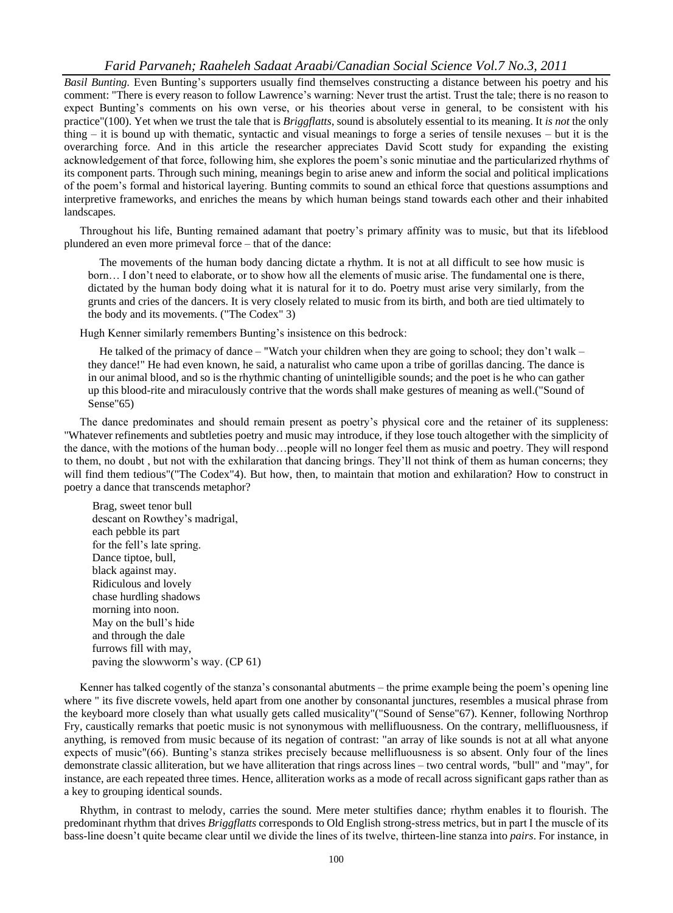*Basil Bunting*. Even Bunting's supporters usually find themselves constructing a distance between his poetry and his comment: "There is every reason to follow Lawrence's warning: Never trust the artist. Trust the tale; there is no reason to expect Bunting's comments on his own verse, or his theories about verse in general, to be consistent with his practice"(100). Yet when we trust the tale that is *Briggflatts*, sound is absolutely essential to its meaning. It *is not* the only thing – it is bound up with thematic, syntactic and visual meanings to forge a series of tensile nexuses – but it is the overarching force. And in this article the researcher appreciates David Scott study for expanding the existing acknowledgement of that force, following him, she explores the poem's sonic minutiae and the particularized rhythms of its component parts. Through such mining, meanings begin to arise anew and inform the social and political implications of the poem's formal and historical layering. Bunting commits to sound an ethical force that questions assumptions and interpretive frameworks, and enriches the means by which human beings stand towards each other and their inhabited landscapes.

Throughout his life, Bunting remained adamant that poetry's primary affinity was to music, but that its lifeblood plundered an even more primeval force – that of the dance:

> The movements of the human body dancing dictate a rhythm. It is not at all difficult to see how music is born… I don't need to elaborate, or to show how all the elements of music arise. The fundamental one is there, dictated by the human body doing what it is natural for it to do. Poetry must arise very similarly, from the grunts and cries of the dancers. It is very closely related to music from its birth, and both are tied ultimately to the body and its movements. ("The Codex" 3)

Hugh Kenner similarly remembers Bunting's insistence on this bedrock:

> He talked of the primacy of dance – "Watch your children when they are going to school; they don't walk – they dance!" He had even known, he said, a naturalist who came upon a tribe of gorillas dancing. The dance is in our animal blood, and so is the rhythmic chanting of unintelligible sounds; and the poet is he who can gather up this blood-rite and miraculously contrive that the words shall make gestures of meaning as well.("Sound of Sense"65)

The dance predominates and should remain present as poetry's physical core and the retainer of its suppleness: "Whatever refinements and subtleties poetry and music may introduce, if they lose touch altogether with the simplicity of the dance, with the motions of the human body…people will no longer feel them as music and poetry. They will respond to them, no doubt , but not with the exhilaration that dancing brings. They'll not think of them as human concerns; they will find them tedious"("The Codex"4). But how, then, to maintain that motion and exhilaration? How to construct in poetry a dance that transcends metaphor?

> Brag, sweet tenor bull
> descant on Rowthey's madrigal,
> each pebble its part
> for the fell's late spring.
> Dance tiptoe, bull,
> black against may.
> Ridiculous and lovely
> chase hurdling shadows
> morning into noon.
> May on the bull's hide
> and through the dale
> furrows fill with may,
> paving the slowworm's way. (CP 61)

Kenner has talked cogently of the stanza's consonantal abutments – the prime example being the poem's opening line where " its five discrete vowels, held apart from one another by consonantal junctures, resembles a musical phrase from the keyboard more closely than what usually gets called musicality"("Sound of Sense"67). Kenner, following Northrop Fry, caustically remarks that poetic music is not synonymous with mellifluousness. On the contrary, mellifluousness, if anything, is removed from music because of its negation of contrast: "an array of like sounds is not at all what anyone expects of music"(66). Bunting's stanza strikes precisely because mellifluousness is so absent. Only four of the lines demonstrate classic alliteration, but we have alliteration that rings across lines – two central words, "bull" and "may", for instance, are each repeated three times. Hence, alliteration works as a mode of recall across significant gaps rather than as a key to grouping identical sounds.

Rhythm, in contrast to melody, carries the sound. Mere meter stultifies dance; rhythm enables it to flourish. The predominant rhythm that drives *Briggflatts* corresponds to Old English strong-stress metrics, but in part I the muscle of its bass-line doesn't quite became clear until we divide the lines of its twelve, thirteen-line stanza into *pairs*. For instance, in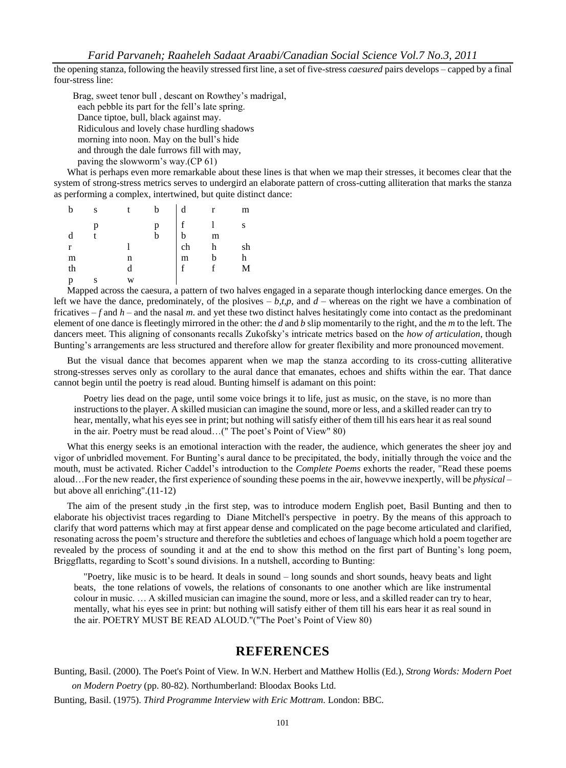the opening stanza, following the heavily stressed first line, a set of five-stress *caesured* pairs develops – capped by a final four-stress line:

> Brag, sweet tenor bull , descant on Rowthey's madrigal,
> each pebble its part for the fell's late spring.
> Dance tiptoe, bull, black against may.
> Ridiculous and lovely chase hurdling shadows
> morning into noon. May on the bull's hide
> and through the dale furrows fill with may,
> paving the slowworm's way.(CP 61)

What is perhaps even more remarkable about these lines is that when we map their stresses, it becomes clear that the system of strong-stress metrics serves to undergird an elaborate pattern of cross-cutting alliteration that marks the stanza as performing a complex, intertwined, but quite distinct dance:

| | | | | | | |
|---|---|---|---|---|---|---|
| b | s | t | b | d | r | m |
| | p | | p | f | l | s |
| d | t | | b | b | m | |
| r | | l | | ch | h | sh |
| m | | n | | m | b | h |
| th | | d | | f | f | M |
| p | s | w | | | | |

Mapped across the caesura, a pattern of two halves engaged in a separate though interlocking dance emerges. On the left we have the dance, predominately, of the plosives – *b,t,p,* and *d* – whereas on the right we have a combination of fricatives – *f* and *h* – and the nasal *m*. and yet these two distinct halves hesitatingly come into contact as the predominant element of one dance is fleetingly mirrored in the other: the *d* and *b* slip momentarily to the right, and the *m* to the left. The dancers meet. This aligning of consonants recalls Zukofsky's intricate metrics based on the *how of articulation*, though Bunting's arrangements are less structured and therefore allow for greater flexibility and more pronounced movement.

But the visual dance that becomes apparent when we map the stanza according to its cross-cutting alliterative strong-stresses serves only as corollary to the aural dance that emanates, echoes and shifts within the ear. That dance cannot begin until the poetry is read aloud. Bunting himself is adamant on this point:

> Poetry lies dead on the page, until some voice brings it to life, just as music, on the stave, is no more than instructions to the player. A skilled musician can imagine the sound, more or less, and a skilled reader can try to hear, mentally, what his eyes see in print; but nothing will satisfy either of them till his ears hear it as real sound in the air. Poetry must be read aloud…(" The poet's Point of View" 80)

What this energy seeks is an emotional interaction with the reader, the audience, which generates the sheer joy and vigor of unbridled movement. For Bunting's aural dance to be precipitated, the body, initially through the voice and the mouth, must be activated. Richer Caddel's introduction to the *Complete Poems* exhorts the reader, "Read these poems aloud…For the new reader, the first experience of sounding these poems in the air, howevwe inexpertly, will be *physical* – but above all enriching".(11-12)

The aim of the present study ,in the first step, was to introduce modern English poet, Basil Bunting and then to elaborate his objectivist traces regarding to Diane Mitchell's perspective in poetry. By the means of this approach to clarify that word patterns which may at first appear dense and complicated on the page become articulated and clarified, resonating across the poem's structure and therefore the subtleties and echoes of language which hold a poem together are revealed by the process of sounding it and at the end to show this method on the first part of Bunting's long poem, Briggflatts, regarding to Scott's sound divisions. In a nutshell, according to Bunting:

> "Poetry, like music is to be heard. It deals in sound – long sounds and short sounds, heavy beats and light beats, the tone relations of vowels, the relations of consonants to one another which are like instrumental colour in music. … A skilled musician can imagine the sound, more or less, and a skilled reader can try to hear, mentally, what his eyes see in print: but nothing will satisfy either of them till his ears hear it as real sound in the air. POETRY MUST BE READ ALOUD."("The Poet's Point of View 80)

## REFERENCES

Bunting, Basil. (2000). The Poet's Point of View. In W.N. Herbert and Matthew Hollis (Ed.), *Strong Words: Modern Poet on Modern Poetry* (pp. 80-82). Northumberland: Bloodax Books Ltd.

Bunting, Basil. (1975). *Third Programme Interview with Eric Mottram*. London: BBC.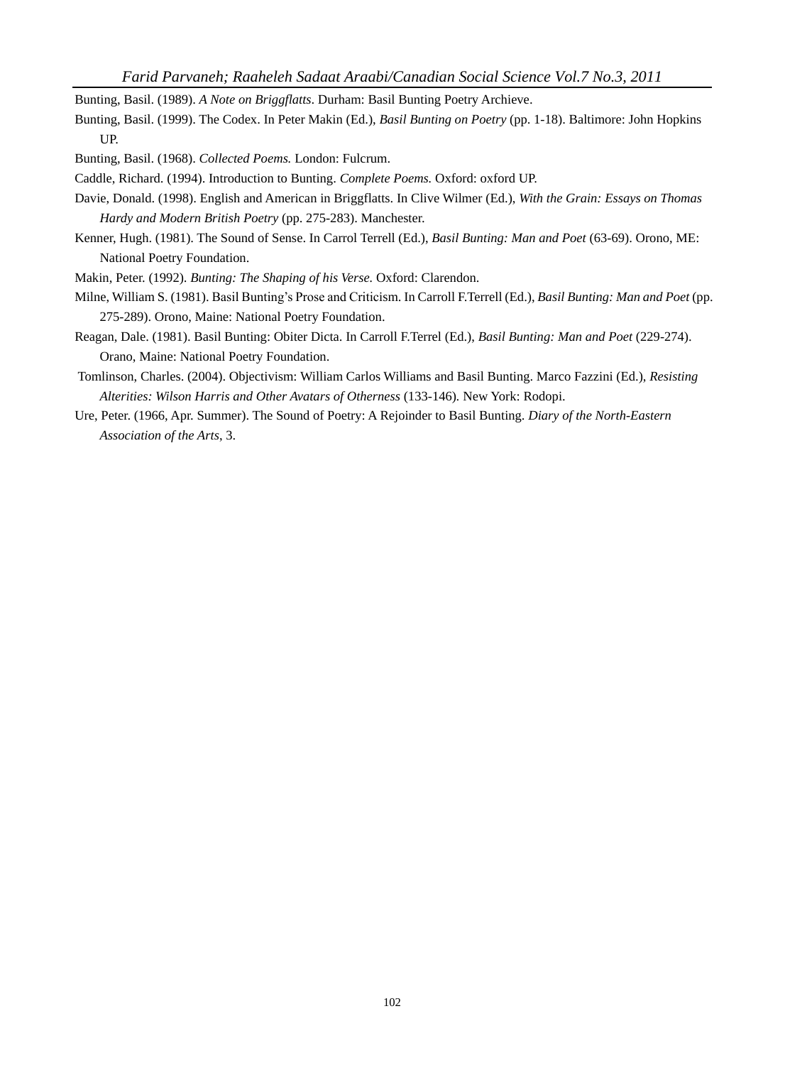Bunting, Basil. (1989). *A Note on Briggflatts*. Durham: Basil Bunting Poetry Archieve.

Bunting, Basil. (1999). The Codex. In Peter Makin (Ed.), *Basil Bunting on Poetry* (pp. 1-18). Baltimore: John Hopkins UP.

Bunting, Basil. (1968). *Collected Poems.* London: Fulcrum.

Caddle, Richard. (1994). Introduction to Bunting. *Complete Poems.* Oxford: oxford UP.

Davie, Donald. (1998). English and American in Briggflatts. In Clive Wilmer (Ed.), *With the Grain: Essays on Thomas Hardy and Modern British Poetry* (pp. 275-283). Manchester.

Kenner, Hugh. (1981). The Sound of Sense. In Carrol Terrell (Ed.), *Basil Bunting: Man and Poet* (63-69). Orono, ME: National Poetry Foundation.

Makin, Peter. (1992). *Bunting: The Shaping of his Verse.* Oxford: Clarendon.

Milne, William S. (1981). Basil Bunting's Prose and Criticism. In Carroll F.Terrell (Ed.), *Basil Bunting: Man and Poet* (pp. 275-289). Orono, Maine: National Poetry Foundation.

Reagan, Dale. (1981). Basil Bunting: Obiter Dicta. In Carroll F.Terrel (Ed.), *Basil Bunting: Man and Poet* (229-274). Orano, Maine: National Poetry Foundation.

Tomlinson, Charles. (2004). Objectivism: William Carlos Williams and Basil Bunting. Marco Fazzini (Ed.), *Resisting Alterities: Wilson Harris and Other Avatars of Otherness* (133-146). New York: Rodopi.

Ure, Peter. (1966, Apr. Summer). The Sound of Poetry: A Rejoinder to Basil Bunting. *Diary of the North-Eastern Association of the Arts*, 3.